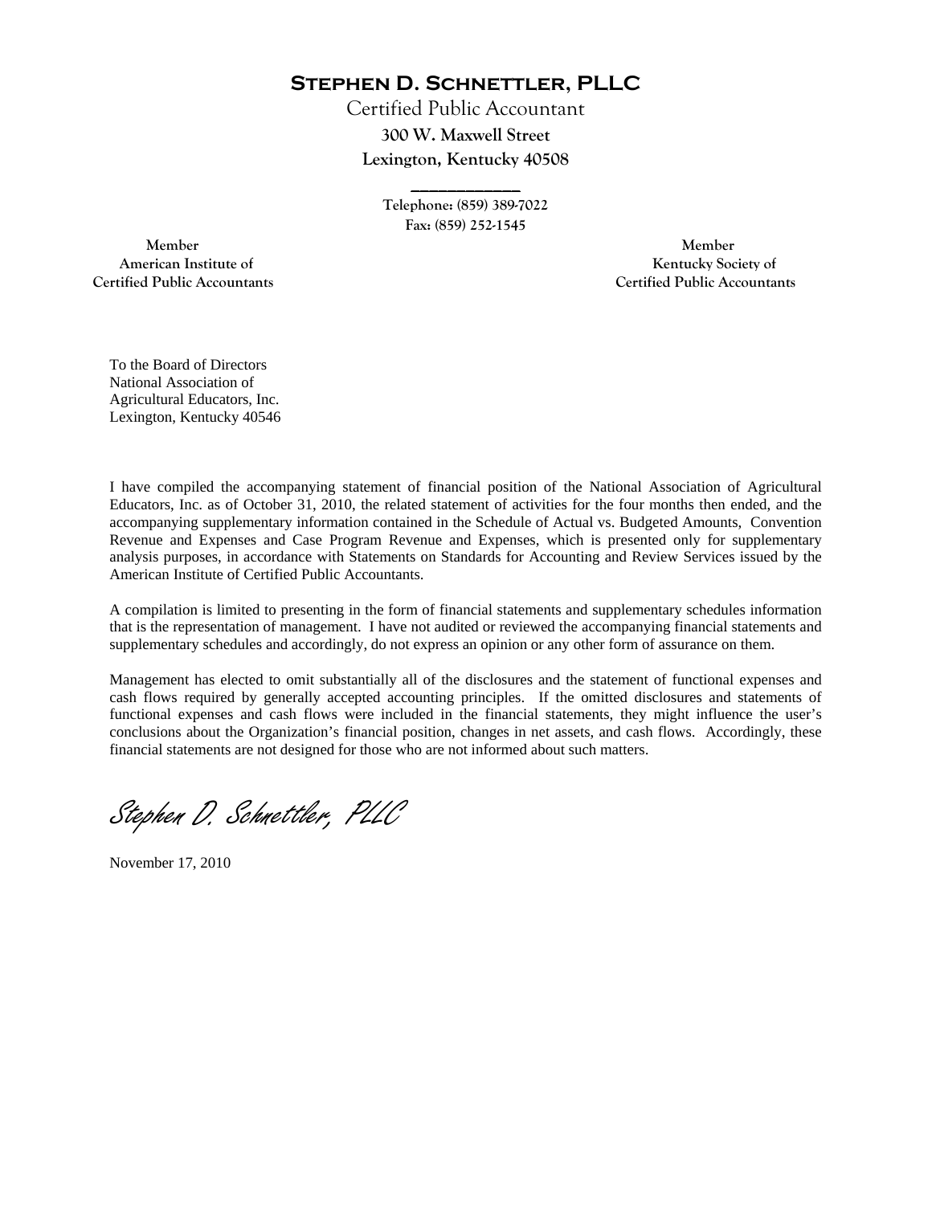# Stephen D. Schnettler, PLLC

Certified Public Accountant

300 W. Maxwell Street

Lexington, Kentucky 40508

\_\_\_\_\_\_\_\_\_\_\_\_\_

Telephone: (859) 389-7022

Fax: (859) 252-1545

Member
American Institute of
Certified Public Accountants

Member
Kentucky Society of
Certified Public Accountants

To the Board of Directors
National Association of
Agricultural Educators, Inc.
Lexington, Kentucky 40546

I have compiled the accompanying statement of financial position of the National Association of Agricultural Educators, Inc. as of October 31, 2010, the related statement of activities for the four months then ended, and the accompanying supplementary information contained in the Schedule of Actual vs. Budgeted Amounts, Convention Revenue and Expenses and Case Program Revenue and Expenses, which is presented only for supplementary analysis purposes, in accordance with Statements on Standards for Accounting and Review Services issued by the American Institute of Certified Public Accountants.

A compilation is limited to presenting in the form of financial statements and supplementary schedules information that is the representation of management. I have not audited or reviewed the accompanying financial statements and supplementary schedules and accordingly, do not express an opinion or any other form of assurance on them.

Management has elected to omit substantially all of the disclosures and the statement of functional expenses and cash flows required by generally accepted accounting principles. If the omitted disclosures and statements of functional expenses and cash flows were included in the financial statements, they might influence the user's conclusions about the Organization's financial position, changes in net assets, and cash flows. Accordingly, these financial statements are not designed for those who are not informed about such matters.

*Stephen D. Schnettler, PLLC*

November 17, 2010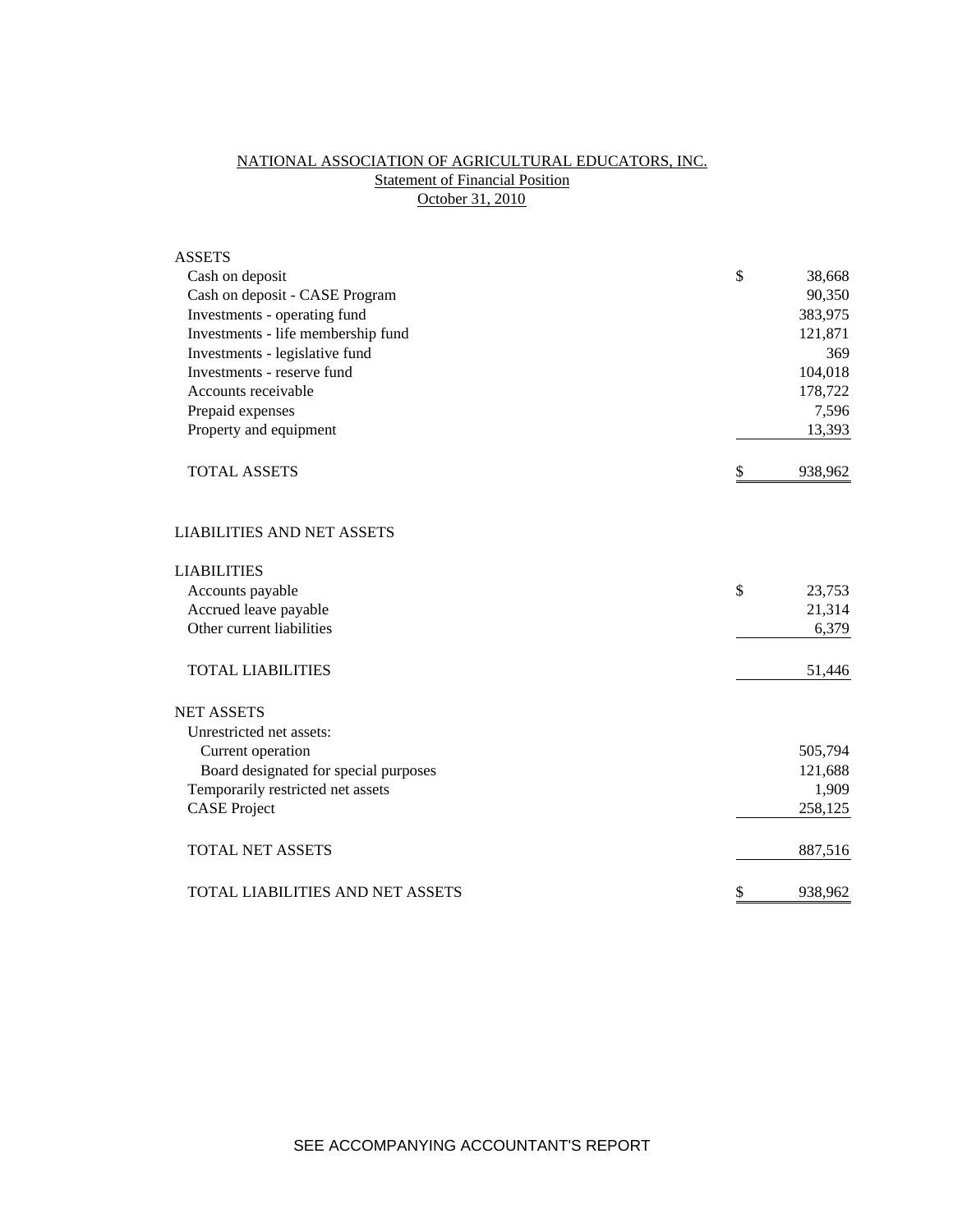# NATIONAL ASSOCIATION OF AGRICULTURAL EDUCATORS, INC.

## Statement of Financial Position

### October 31, 2010

| | | |
|---|---|---|
| **ASSETS** | | |
| Cash on deposit | $ | 38,668 |
| Cash on deposit - CASE Program | | 90,350 |
| Investments - operating fund | | 383,975 |
| Investments - life membership fund | | 121,871 |
| Investments - legislative fund | | 369 |
| Investments - reserve fund | | 104,018 |
| Accounts receivable | | 178,722 |
| Prepaid expenses | | 7,596 |
| Property and equipment | | 13,393 |
| TOTAL ASSETS | $ | 938,962 |
| | | |
| **LIABILITIES AND NET ASSETS** | | |
| | | |
| **LIABILITIES** | | |
| Accounts payable | $ | 23,753 |
| Accrued leave payable | | 21,314 |
| Other current liabilities | | 6,379 |
| TOTAL LIABILITIES | | 51,446 |
| | | |
| **NET ASSETS** | | |
| Unrestricted net assets: | | |
| Current operation | | 505,794 |
| Board designated for special purposes | | 121,688 |
| Temporarily restricted net assets | | 1,909 |
| CASE Project | | 258,125 |
| TOTAL NET ASSETS | | 887,516 |
| TOTAL LIABILITIES AND NET ASSETS | $ | 938,962 |

SEE ACCOMPANYING ACCOUNTANT'S REPORT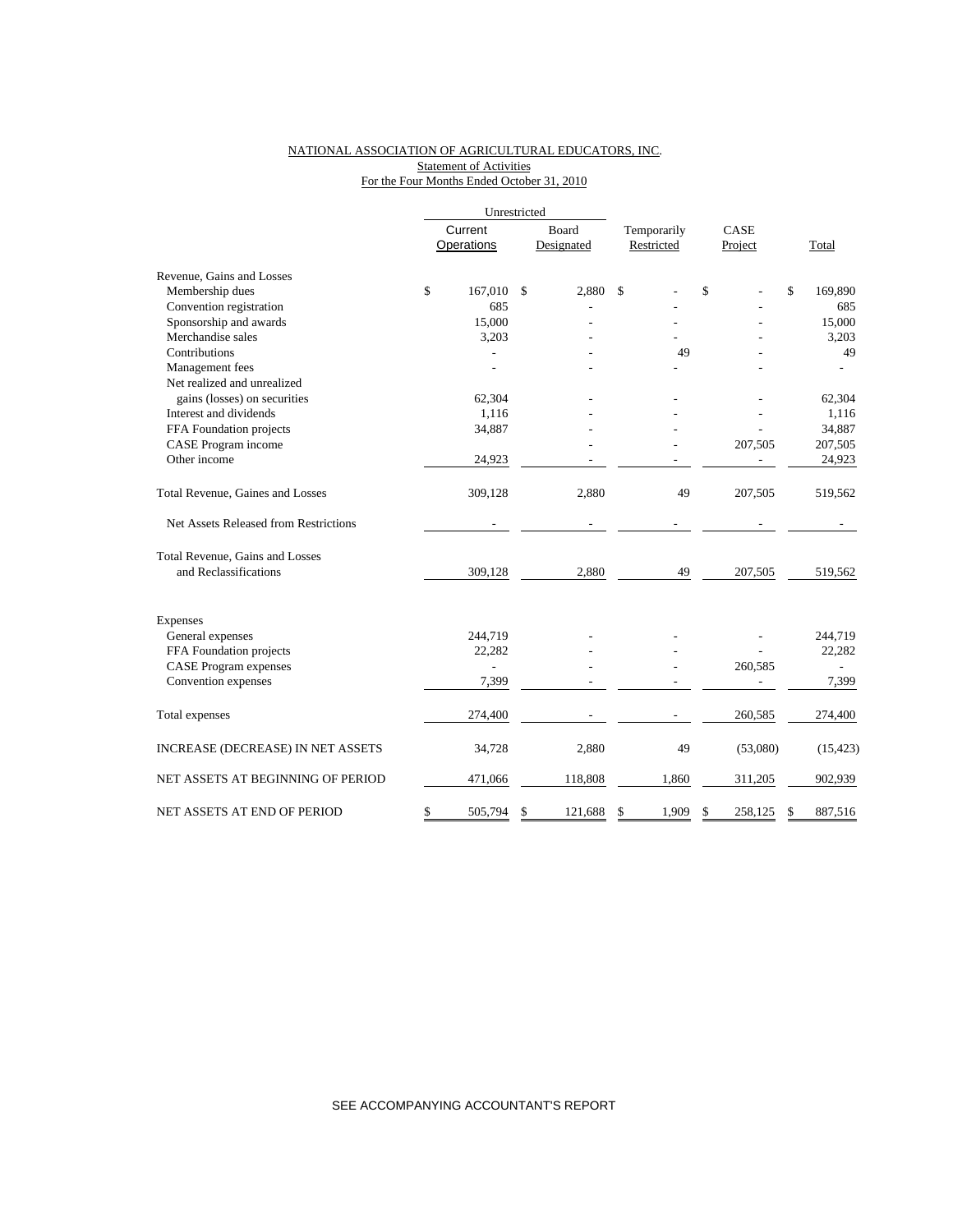NATIONAL ASSOCIATION OF AGRICULTURAL EDUCATORS, INC.
Statement of Activities
For the Four Months Ended October 31, 2010

| | Unrestricted | | | | |
|---|---|---|---|---|---|
| | Current Operations | Board Designated | Temporarily Restricted | CASE Project | Total |
| Revenue, Gains and Losses | | | | | |
| Membership dues | $ 167,010 | $ 2,880 | $ - | $ - | $ 169,890 |
| Convention registration | 685 | - | - | - | 685 |
| Sponsorship and awards | 15,000 | - | - | - | 15,000 |
| Merchandise sales | 3,203 | - | - | - | 3,203 |
| Contributions | - | - | 49 | - | 49 |
| Management fees | - | - | - | - | - |
| Net realized and unrealized gains (losses) on securities | 62,304 | - | - | - | 62,304 |
| Interest and dividends | 1,116 | - | - | - | 1,116 |
| FFA Foundation projects | 34,887 | - | - | - | 34,887 |
| CASE Program income | | - | - | 207,505 | 207,505 |
| Other income | 24,923 | - | - | - | 24,923 |
| Total Revenue, Gaines and Losses | 309,128 | 2,880 | 49 | 207,505 | 519,562 |
| Net Assets Released from Restrictions | - | - | - | - | - |
| Total Revenue, Gains and Losses and Reclassifications | 309,128 | 2,880 | 49 | 207,505 | 519,562 |
| Expenses | | | | | |
| General expenses | 244,719 | - | - | - | 244,719 |
| FFA Foundation projects | 22,282 | - | - | - | 22,282 |
| CASE Program expenses | - | - | - | 260,585 | - |
| Convention expenses | 7,399 | - | - | - | 7,399 |
| Total expenses | 274,400 | - | - | 260,585 | 274,400 |
| INCREASE (DECREASE) IN NET ASSETS | 34,728 | 2,880 | 49 | (53,080) | (15,423) |
| NET ASSETS AT BEGINNING OF PERIOD | 471,066 | 118,808 | 1,860 | 311,205 | 902,939 |
| NET ASSETS AT END OF PERIOD | $ 505,794 | $ 121,688 | $ 1,909 | $ 258,125 | $ 887,516 |

SEE ACCOMPANYING ACCOUNTANT'S REPORT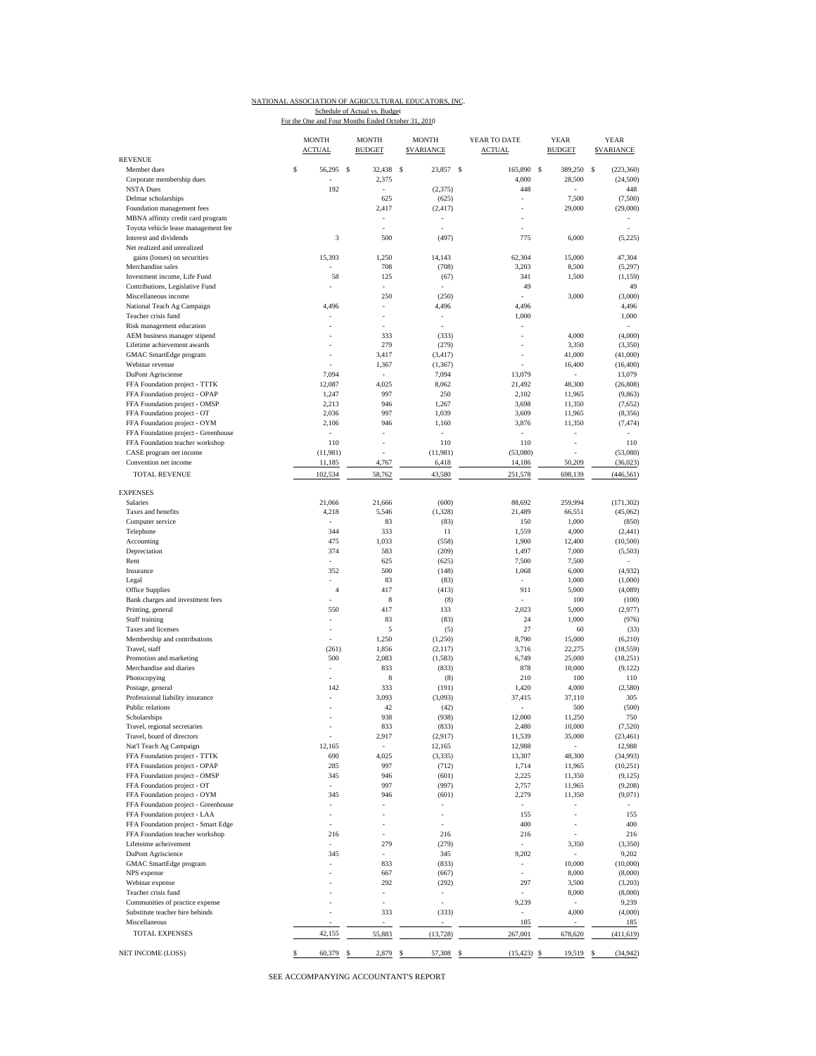NATIONAL ASSOCIATION OF AGRICULTURAL EDUCATORS, INC.

Schedule of Actual vs. Budget

For the One and Four Months Ended October 31, 2010

| | MONTH ACTUAL | MONTH BUDGET | MONTH $VARIANCE | YEAR TO DATE ACTUAL | YEAR BUDGET | YEAR $VARIANCE |
|---|---|---|---|---|---|---|
| **REVENUE** | | | | | | |
| Member dues | $ 56,295 | $ 32,438 | $ 23,857 | $ 165,890 | $ 389,250 | $ (223,360) |
| Corporate membership dues | - | 2,375 | | 4,000 | 28,500 | (24,500) |
| NSTA Dues | 192 | - | (2,375) | 448 | - | 448 |
| Delmar scholarships | | 625 | (625) | - | 7,500 | (7,500) |
| Foundation management fees | | 2,417 | (2,417) | - | 29,000 | (29,000) |
| MBNA affinity credit card program | | - | - | - | | - |
| Toyota vehicle lease management fee | | - | - | - | | - |
| Interest and dividends | 3 | 500 | (497) | 775 | 6,000 | (5,225) |
| Net realized and unrealized gains (losses) on securities | 15,393 | 1,250 | 14,143 | 62,304 | 15,000 | 47,304 |
| Merchandise sales | - | 708 | (708) | 3,203 | 8,500 | (5,297) |
| Investment income, Life Fund | 58 | 125 | (67) | 341 | 1,500 | (1,159) |
| Contributions, Legislative Fund | - | - | - | 49 | | 49 |
| Miscellaneous income | | 250 | (250) | - | 3,000 | (3,000) |
| National Teach Ag Campaign | 4,496 | - | 4,496 | 4,496 | | 4,496 |
| Teacher crisis fund | - | - | - | 1,000 | | 1,000 |
| Risk management education | - | - | - | - | | - |
| AEM business manager stipend | - | 333 | (333) | - | 4,000 | (4,000) |
| Lifetime achievement awards | - | 279 | (279) | - | 3,350 | (3,350) |
| GMAC SmartEdge program | - | 3,417 | (3,417) | - | 41,000 | (41,000) |
| Webinar revenue | - | 1,367 | (1,367) | - | 16,400 | (16,400) |
| DuPont Agrisciense | 7,094 | - | 7,094 | 13,079 | - | 13,079 |
| FFA Foundation project - TTTK | 12,087 | 4,025 | 8,062 | 21,492 | 48,300 | (26,808) |
| FFA Foundation project - OPAP | 1,247 | 997 | 250 | 2,102 | 11,965 | (9,863) |
| FFA Foundation project - OMSP | 2,213 | 946 | 1,267 | 3,698 | 11,350 | (7,652) |
| FFA Foundation project - OT | 2,036 | 997 | 1,039 | 3,609 | 11,965 | (8,356) |
| FFA Foundation project - OYM | 2,106 | 946 | 1,160 | 3,876 | 11,350 | (7,474) |
| FFA Foundation project - Greenhouse | - | - | - | - | | - |
| FFA Foundation teacher workshop | 110 | - | 110 | 110 | - | 110 |
| CASE program net income | (11,981) | - | (11,981) | (53,080) | - | (53,080) |
| Convention net income | 11,185 | 4,767 | 6,418 | 14,186 | 50,209 | (36,023) |
| TOTAL REVENUE | 102,534 | 58,762 | 43,580 | 251,578 | 698,139 | (446,561) |
| **EXPENSES** | | | | | | |
| Salaries | 21,066 | 21,666 | (600) | 88,692 | 259,994 | (171,302) |
| Taxes and benefits | 4,218 | 5,546 | (1,328) | 21,489 | 66,551 | (45,062) |
| Computer service | - | 83 | (83) | 150 | 1,000 | (850) |
| Telephone | 344 | 333 | 11 | 1,559 | 4,000 | (2,441) |
| Accounting | 475 | 1,033 | (558) | 1,900 | 12,400 | (10,500) |
| Depreciation | 374 | 583 | (209) | 1,497 | 7,000 | (5,503) |
| Rent | - | 625 | (625) | 7,500 | 7,500 | - |
| Insurance | 352 | 500 | (148) | 1,068 | 6,000 | (4,932) |
| Legal | - | 83 | (83) | - | 1,000 | (1,000) |
| Office Supplies | 4 | 417 | (413) | 911 | 5,000 | (4,089) |
| Bank charges and investment fees | - | 8 | (8) | - | 100 | (100) |
| Printing, general | 550 | 417 | 133 | 2,023 | 5,000 | (2,977) |
| Staff training | - | 83 | (83) | 24 | 1,000 | (976) |
| Taxes and licenses | - | 5 | (5) | 27 | 60 | (33) |
| Membership and contributions | - | 1,250 | (1,250) | 8,790 | 15,000 | (6,210) |
| Travel, staff | (261) | 1,856 | (2,117) | 3,716 | 22,275 | (18,559) |
| Promotion and marketing | 500 | 2,083 | (1,583) | 6,749 | 25,000 | (18,251) |
| Merchandise and diaries | - | 833 | (833) | 878 | 10,000 | (9,122) |
| Photocopying | - | 8 | (8) | 210 | 100 | 110 |
| Postage, general | 142 | 333 | (191) | 1,420 | 4,000 | (2,580) |
| Professional liability insurance | - | 3,093 | (3,093) | 37,415 | 37,110 | 305 |
| Public relations | - | 42 | (42) | - | 500 | (500) |
| Scholarships | - | 938 | (938) | 12,000 | 11,250 | 750 |
| Travel, regional secretaries | - | 833 | (833) | 2,480 | 10,000 | (7,520) |
| Travel, board of directors | - | 2,917 | (2,917) | 11,539 | 35,000 | (23,461) |
| Nat'l Teach Ag Campaign | 12,165 | - | 12,165 | 12,988 | - | 12,988 |
| FFA Foundation project - TTTK | 690 | 4,025 | (3,335) | 13,307 | 48,300 | (34,993) |
| FFA Foundation project - OPAP | 285 | 997 | (712) | 1,714 | 11,965 | (10,251) |
| FFA Foundation project - OMSP | 345 | 946 | (601) | 2,225 | 11,350 | (9,125) |
| FFA Foundation project - OT | - | 997 | (997) | 2,757 | 11,965 | (9,208) |
| FFA Foundation project - OYM | 345 | 946 | (601) | 2,279 | 11,350 | (9,071) |
| FFA Foundation project - Greenhouse | - | - | - | - | - | - |
| FFA Foundation project - LAA | - | - | - | 155 | - | 155 |
| FFA Foundation project - Smart Edge | - | - | - | 400 | - | 400 |
| FFA Foundation teacher workshop | 216 | - | 216 | 216 | - | 216 |
| Lifeteime acheivement | - | 279 | (279) | - | 3,350 | (3,350) |
| DuPont Agriscience | 345 | - | 345 | 9,202 | - | 9,202 |
| GMAC SmartEdge program | - | 833 | (833) | - | 10,000 | (10,000) |
| NPS expense | - | 667 | (667) | - | 8,000 | (8,000) |
| Webinar expense | - | 292 | (292) | 297 | 3,500 | (3,203) |
| Teacher crisis fund | - | - | - | - | 8,000 | (8,000) |
| Communities of practice expense | - | - | - | 9,239 | - | 9,239 |
| Substitute teacher hire behinds | - | 333 | (333) | - | 4,000 | (4,000) |
| Miscellaneous | - | - | - | 185 | - | 185 |
| TOTAL EXPENSES | 42,155 | 55,883 | (13,728) | 267,001 | 678,620 | (411,619) |
| NET INCOME (LOSS) | $ 60,379 | $ 2,879 | $ 57,308 | $ (15,423) | $ 19,519 | $ (34,942) |

SEE ACCOMPANYING ACCOUNTANT'S REPORT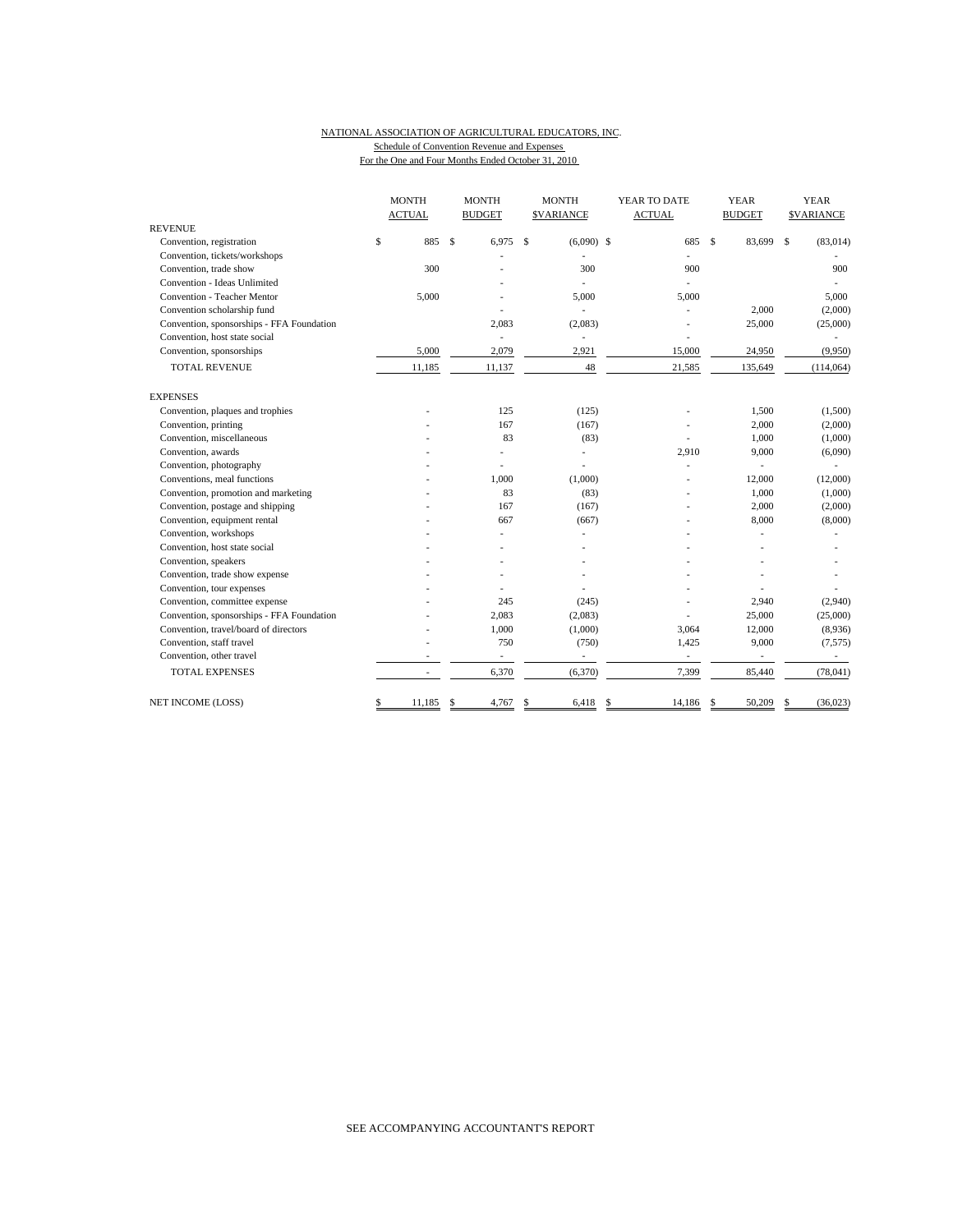NATIONAL ASSOCIATION OF AGRICULTURAL EDUCATORS, INC.

Schedule of Convention Revenue and Expenses

For the One and Four Months Ended October 31, 2010

| | MONTH ACTUAL | MONTH BUDGET | MONTH $VARIANCE | YEAR TO DATE ACTUAL | YEAR BUDGET | YEAR $VARIANCE |
|---|---|---|---|---|---|---|
| REVENUE | | | | | | |
| Convention, registration | $ 885 | $ 6,975 | $ (6,090) | $ 685 | $ 83,699 | $ (83,014) |
| Convention, tickets/workshops | | - | - | - | | - |
| Convention, trade show | 300 | - | 300 | 900 | | 900 |
| Convention - Ideas Unlimited | | - | - | - | | - |
| Convention - Teacher Mentor | 5,000 | - | 5,000 | 5,000 | | 5,000 |
| Convention scholarship fund | | - | - | - | 2,000 | (2,000) |
| Convention, sponsorships - FFA Foundation | | 2,083 | (2,083) | - | 25,000 | (25,000) |
| Convention, host state social | | - | - | - | | - |
| Convention, sponsorships | 5,000 | 2,079 | 2,921 | 15,000 | 24,950 | (9,950) |
| TOTAL REVENUE | 11,185 | 11,137 | 48 | 21,585 | 135,649 | (114,064) |
| EXPENSES | | | | | | |
| Convention, plaques and trophies | - | 125 | (125) | - | 1,500 | (1,500) |
| Convention, printing | - | 167 | (167) | - | 2,000 | (2,000) |
| Convention, miscellaneous | - | 83 | (83) | - | 1,000 | (1,000) |
| Convention, awards | - | - | - | 2,910 | 9,000 | (6,090) |
| Convention, photography | - | - | - | - | - | - |
| Conventions, meal functions | - | 1,000 | (1,000) | - | 12,000 | (12,000) |
| Convention, promotion and marketing | - | 83 | (83) | - | 1,000 | (1,000) |
| Convention, postage and shipping | - | 167 | (167) | - | 2,000 | (2,000) |
| Convention, equipment rental | - | 667 | (667) | - | 8,000 | (8,000) |
| Convention, workshops | - | - | - | - | - | - |
| Convention, host state social | - | - | - | - | - | - |
| Convention, speakers | - | - | - | - | - | - |
| Convention, trade show expense | - | - | - | - | - | - |
| Convention, tour expenses | - | - | - | - | - | - |
| Convention, committee expense | - | 245 | (245) | - | 2,940 | (2,940) |
| Convention, sponsorships - FFA Foundation | - | 2,083 | (2,083) | - | 25,000 | (25,000) |
| Convention, travel/board of directors | - | 1,000 | (1,000) | 3,064 | 12,000 | (8,936) |
| Convention, staff travel | - | 750 | (750) | 1,425 | 9,000 | (7,575) |
| Convention, other travel | - | - | - | - | - | - |
| TOTAL EXPENSES | - | 6,370 | (6,370) | 7,399 | 85,440 | (78,041) |
| NET INCOME (LOSS) | $ 11,185 | $ 4,767 | $ 6,418 | $ 14,186 | $ 50,209 | $ (36,023) |

SEE ACCOMPANYING ACCOUNTANT'S REPORT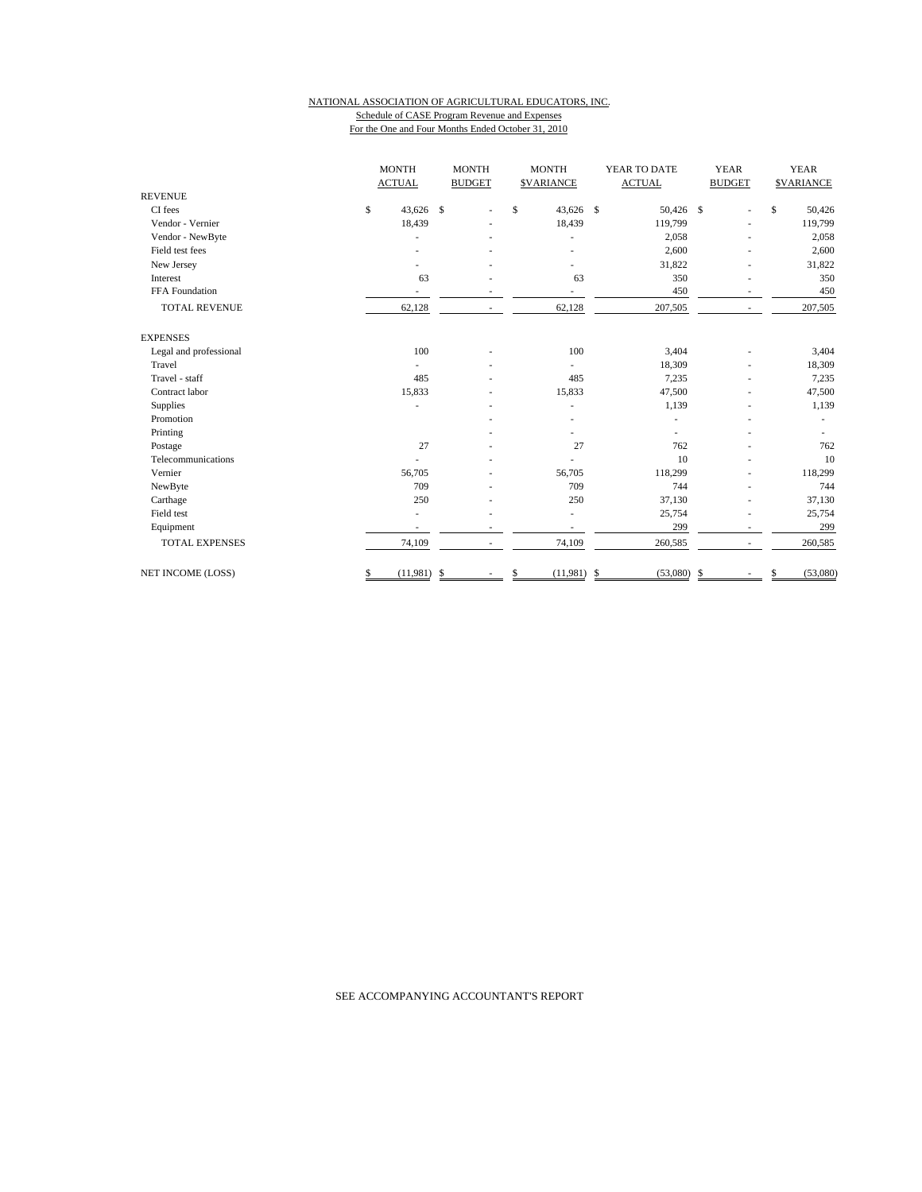NATIONAL ASSOCIATION OF AGRICULTURAL EDUCATORS, INC.
Schedule of CASE Program Revenue and Expenses
For the One and Four Months Ended October 31, 2010

| | MONTH ACTUAL | MONTH BUDGET | MONTH $VARIANCE | YEAR TO DATE ACTUAL | YEAR BUDGET | YEAR $VARIANCE |
|---|---|---|---|---|---|---|
| REVENUE | | | | | | |
| CI fees | $ 43,626 | $ - | $ 43,626 | $ 50,426 | $ - | $ 50,426 |
| Vendor - Vernier | 18,439 | - | 18,439 | 119,799 | - | 119,799 |
| Vendor - NewByte | - | - | - | 2,058 | - | 2,058 |
| Field test fees | - | - | - | 2,600 | - | 2,600 |
| New Jersey | - | - | - | 31,822 | - | 31,822 |
| Interest | 63 | - | 63 | 350 | - | 350 |
| FFA Foundation | - | - | - | 450 | - | 450 |
| TOTAL REVENUE | 62,128 | - | 62,128 | 207,505 | - | 207,505 |
| EXPENSES | | | | | | |
| Legal and professional | 100 | - | 100 | 3,404 | - | 3,404 |
| Travel | - | - | - | 18,309 | - | 18,309 |
| Travel - staff | 485 | - | 485 | 7,235 | - | 7,235 |
| Contract labor | 15,833 | - | 15,833 | 47,500 | - | 47,500 |
| Supplies | - | - | - | 1,139 | - | 1,139 |
| Promotion | | - | - | - | - | - |
| Printing | | - | - | - | - | - |
| Postage | 27 | - | 27 | 762 | - | 762 |
| Telecommunications | - | - | - | 10 | - | 10 |
| Vernier | 56,705 | - | 56,705 | 118,299 | - | 118,299 |
| NewByte | 709 | - | 709 | 744 | - | 744 |
| Carthage | 250 | - | 250 | 37,130 | - | 37,130 |
| Field test | - | - | - | 25,754 | - | 25,754 |
| Equipment | - | - | - | 299 | - | 299 |
| TOTAL EXPENSES | 74,109 | - | 74,109 | 260,585 | - | 260,585 |
| NET INCOME (LOSS) | $ (11,981) | $ - | $ (11,981) | $ (53,080) | $ - | $ (53,080) |

SEE ACCOMPANYING ACCOUNTANT'S REPORT